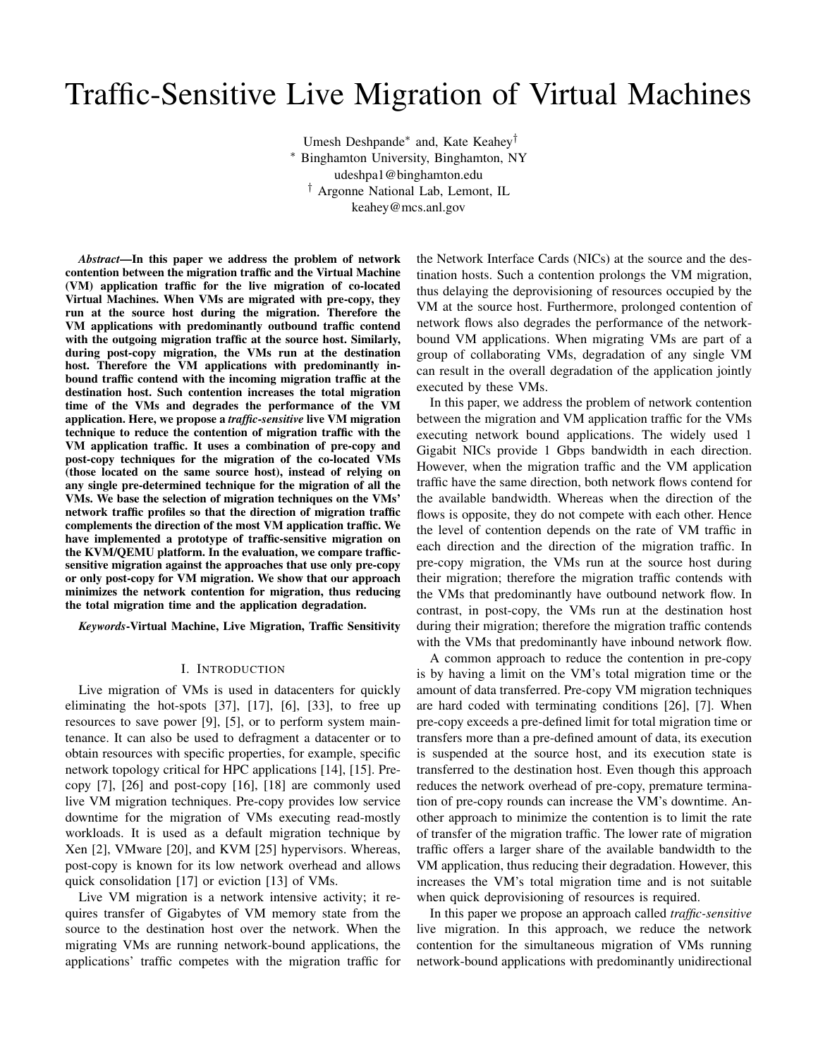# Traffic-Sensitive Live Migration of Virtual Machines

Umesh Deshpande* and, Kate Keahey†

* Binghamton University, Binghamton, NY
udeshpa1@binghamton.edu

† Argonne National Lab, Lemont, IL
keahey@mcs.anl.gov

***Abstract*—In this paper we address the problem of network contention between the migration traffic and the Virtual Machine (VM) application traffic for the live migration of co-located Virtual Machines. When VMs are migrated with pre-copy, they run at the source host during the migration. Therefore the VM applications with predominantly outbound traffic contend with the outgoing migration traffic at the source host. Similarly, during post-copy migration, the VMs run at the destination host. Therefore the VM applications with predominantly inbound traffic contend with the incoming migration traffic at the destination host. Such contention increases the total migration time of the VMs and degrades the performance of the VM application. Here, we propose a *traffic-sensitive* live VM migration technique to reduce the contention of migration traffic with the VM application traffic. It uses a combination of pre-copy and post-copy techniques for the migration of the co-located VMs (those located on the same source host), instead of relying on any single pre-determined technique for the migration of all the VMs. We base the selection of migration techniques on the VMs' network traffic profiles so that the direction of migration traffic complements the direction of the most VM application traffic. We have implemented a prototype of traffic-sensitive migration on the KVM/QEMU platform. In the evaluation, we compare traffic-sensitive migration against the approaches that use only pre-copy or only post-copy for VM migration. We show that our approach minimizes the network contention for migration, thus reducing the total migration time and the application degradation.**

***Keywords*-Virtual Machine, Live Migration, Traffic Sensitivity**

## I. Introduction

Live migration of VMs is used in datacenters for quickly eliminating the hot-spots [37], [17], [6], [33], to free up resources to save power [9], [5], or to perform system maintenance. It can also be used to defragment a datacenter or to obtain resources with specific properties, for example, specific network topology critical for HPC applications [14], [15]. Pre-copy [7], [26] and post-copy [16], [18] are commonly used live VM migration techniques. Pre-copy provides low service downtime for the migration of VMs executing read-mostly workloads. It is used as a default migration technique by Xen [2], VMware [20], and KVM [25] hypervisors. Whereas, post-copy is known for its low network overhead and allows quick consolidation [17] or eviction [13] of VMs.

Live VM migration is a network intensive activity; it requires transfer of Gigabytes of VM memory state from the source to the destination host over the network. When the migrating VMs are running network-bound applications, the applications' traffic competes with the migration traffic for the Network Interface Cards (NICs) at the source and the destination hosts. Such a contention prolongs the VM migration, thus delaying the deprovisioning of resources occupied by the VM at the source host. Furthermore, prolonged contention of network flows also degrades the performance of the network-bound VM applications. When migrating VMs are part of a group of collaborating VMs, degradation of any single VM can result in the overall degradation of the application jointly executed by these VMs.

In this paper, we address the problem of network contention between the migration and VM application traffic for the VMs executing network bound applications. The widely used 1 Gigabit NICs provide 1 Gbps bandwidth in each direction. However, when the migration traffic and the VM application traffic have the same direction, both network flows contend for the available bandwidth. Whereas when the direction of the flows is opposite, they do not compete with each other. Hence the level of contention depends on the rate of VM traffic in each direction and the direction of the migration traffic. In pre-copy migration, the VMs run at the source host during their migration; therefore the migration traffic contends with the VMs that predominantly have outbound network flow. In contrast, in post-copy, the VMs run at the destination host during their migration; therefore the migration traffic contends with the VMs that predominantly have inbound network flow.

A common approach to reduce the contention in pre-copy is by having a limit on the VM's total migration time or the amount of data transferred. Pre-copy VM migration techniques are hard coded with terminating conditions [26], [7]. When pre-copy exceeds a pre-defined limit for total migration time or transfers more than a pre-defined amount of data, its execution is suspended at the source host, and its execution state is transferred to the destination host. Even though this approach reduces the network overhead of pre-copy, premature termination of pre-copy rounds can increase the VM's downtime. Another approach to minimize the contention is to limit the rate of transfer of the migration traffic. The lower rate of migration traffic offers a larger share of the available bandwidth to the VM application, thus reducing their degradation. However, this increases the VM's total migration time and is not suitable when quick deprovisioning of resources is required.

In this paper we propose an approach called *traffic-sensitive* live migration. In this approach, we reduce the network contention for the simultaneous migration of VMs running network-bound applications with predominantly unidirectional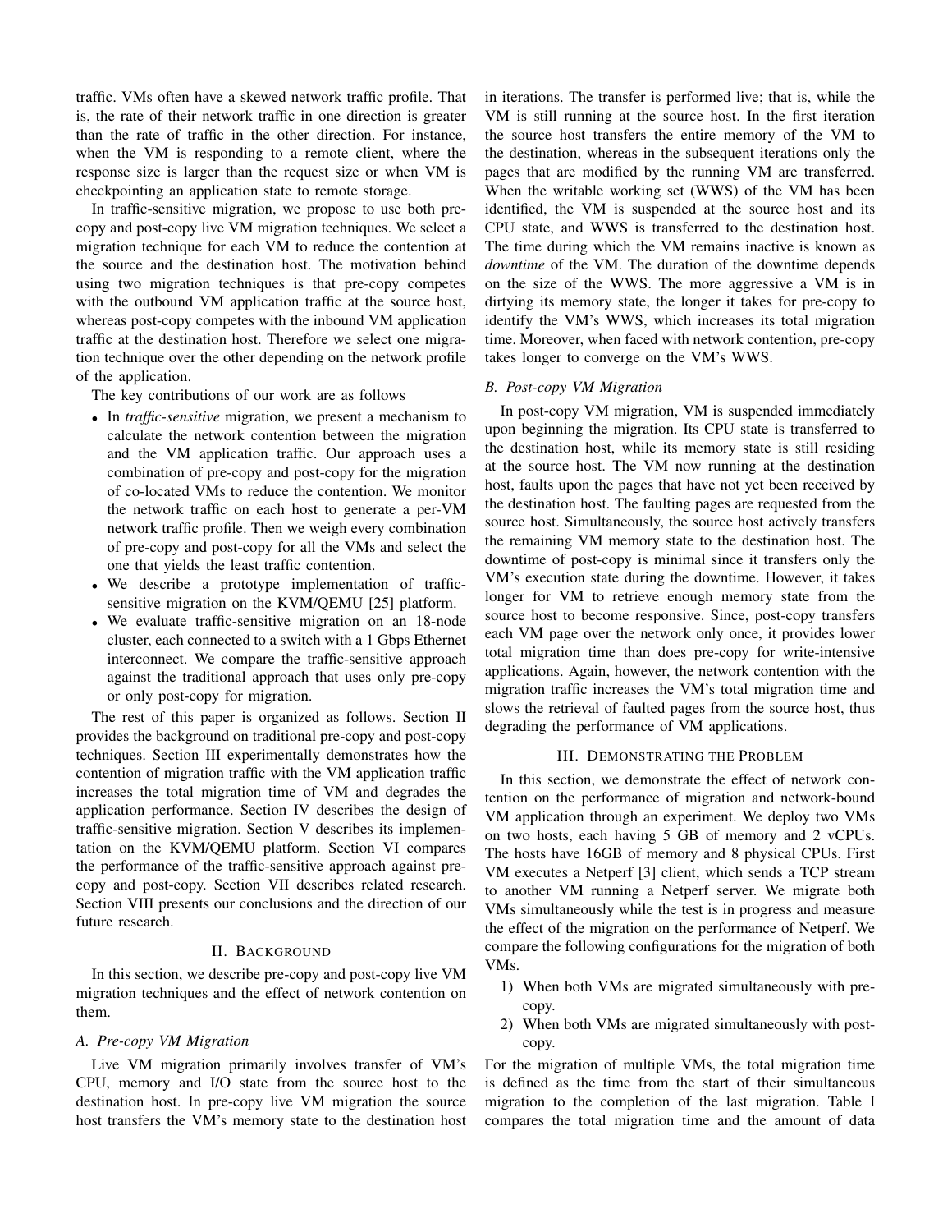traffic. VMs often have a skewed network traffic profile. That is, the rate of their network traffic in one direction is greater than the rate of traffic in the other direction. For instance, when the VM is responding to a remote client, where the response size is larger than the request size or when VM is checkpointing an application state to remote storage.

In traffic-sensitive migration, we propose to use both pre-copy and post-copy live VM migration techniques. We select a migration technique for each VM to reduce the contention at the source and the destination host. The motivation behind using two migration techniques is that pre-copy competes with the outbound VM application traffic at the source host, whereas post-copy competes with the inbound VM application traffic at the destination host. Therefore we select one migration technique over the other depending on the network profile of the application.

The key contributions of our work are as follows

- In *traffic-sensitive* migration, we present a mechanism to calculate the network contention between the migration and the VM application traffic. Our approach uses a combination of pre-copy and post-copy for the migration of co-located VMs to reduce the contention. We monitor the network traffic on each host to generate a per-VM network traffic profile. Then we weigh every combination of pre-copy and post-copy for all the VMs and select the one that yields the least traffic contention.
- We describe a prototype implementation of traffic-sensitive migration on the KVM/QEMU [25] platform.
- We evaluate traffic-sensitive migration on an 18-node cluster, each connected to a switch with a 1 Gbps Ethernet interconnect. We compare the traffic-sensitive approach against the traditional approach that uses only pre-copy or only post-copy for migration.

The rest of this paper is organized as follows. Section II provides the background on traditional pre-copy and post-copy techniques. Section III experimentally demonstrates how the contention of migration traffic with the VM application traffic increases the total migration time of VM and degrades the application performance. Section IV describes the design of traffic-sensitive migration. Section V describes its implementation on the KVM/QEMU platform. Section VI compares the performance of the traffic-sensitive approach against pre-copy and post-copy. Section VII describes related research. Section VIII presents our conclusions and the direction of our future research.

## II. Background

In this section, we describe pre-copy and post-copy live VM migration techniques and the effect of network contention on them.

### A. Pre-copy VM Migration

Live VM migration primarily involves transfer of VM's CPU, memory and I/O state from the source host to the destination host. In pre-copy live VM migration the source host transfers the VM's memory state to the destination host in iterations. The transfer is performed live; that is, while the VM is still running at the source host. In the first iteration the source host transfers the entire memory of the VM to the destination, whereas in the subsequent iterations only the pages that are modified by the running VM are transferred. When the writable working set (WWS) of the VM has been identified, the VM is suspended at the source host and its CPU state, and WWS is transferred to the destination host. The time during which the VM remains inactive is known as *downtime* of the VM. The duration of the downtime depends on the size of the WWS. The more aggressive a VM is in dirtying its memory state, the longer it takes for pre-copy to identify the VM's WWS, which increases its total migration time. Moreover, when faced with network contention, pre-copy takes longer to converge on the VM's WWS.

### B. Post-copy VM Migration

In post-copy VM migration, VM is suspended immediately upon beginning the migration. Its CPU state is transferred to the destination host, while its memory state is still residing at the source host. The VM now running at the destination host, faults upon the pages that have not yet been received by the destination host. The faulting pages are requested from the source host. Simultaneously, the source host actively transfers the remaining VM memory state to the destination host. The downtime of post-copy is minimal since it transfers only the VM's execution state during the downtime. However, it takes longer for VM to retrieve enough memory state from the source host to become responsive. Since, post-copy transfers each VM page over the network only once, it provides lower total migration time than does pre-copy for write-intensive applications. Again, however, the network contention with the migration traffic increases the VM's total migration time and slows the retrieval of faulted pages from the source host, thus degrading the performance of VM applications.

## III. Demonstrating the Problem

In this section, we demonstrate the effect of network contention on the performance of migration and network-bound VM application through an experiment. We deploy two VMs on two hosts, each having 5 GB of memory and 2 vCPUs. The hosts have 16GB of memory and 8 physical CPUs. First VM executes a Netperf [3] client, which sends a TCP stream to another VM running a Netperf server. We migrate both VMs simultaneously while the test is in progress and measure the effect of the migration on the performance of Netperf. We compare the following configurations for the migration of both VMs.

1) When both VMs are migrated simultaneously with pre-copy.
2) When both VMs are migrated simultaneously with post-copy.

For the migration of multiple VMs, the total migration time is defined as the time from the start of their simultaneous migration to the completion of the last migration. Table I compares the total migration time and the amount of data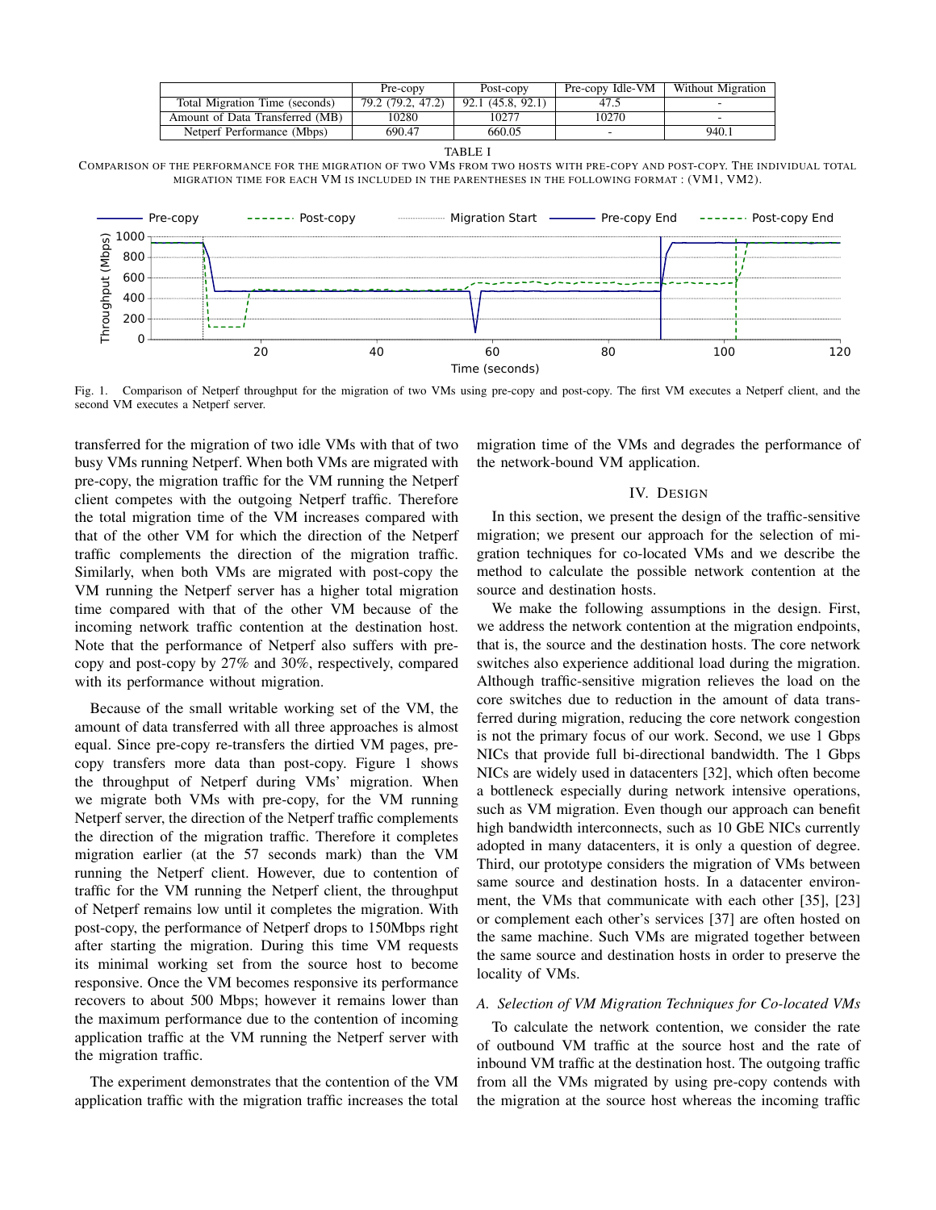| | Pre-copy | Post-copy | Pre-copy Idle-VM | Without Migration |
|---|---|---|---|---|
| Total Migration Time (seconds) | 79.2 (79.2, 47.2) | 92.1 (45.8, 92.1) | 47.5 | - |
| Amount of Data Transferred (MB) | 10280 | 10277 | 10270 | - |
| Netperf Performance (Mbps) | 690.47 | 660.05 | - | 940.1 |

TABLE I

COMPARISON OF THE PERFORMANCE FOR THE MIGRATION OF TWO VMS FROM TWO HOSTS WITH PRE-COPY AND POST-COPY. THE INDIVIDUAL TOTAL MIGRATION TIME FOR EACH VM IS INCLUDED IN THE PARENTHESES IN THE FOLLOWING FORMAT : (VM1, VM2).

Fig. 1. Comparison of Netperf throughput for the migration of two VMs using pre-copy and post-copy. The first VM executes a Netperf client, and the second VM executes a Netperf server.

transferred for the migration of two idle VMs with that of two busy VMs running Netperf. When both VMs are migrated with pre-copy, the migration traffic for the VM running the Netperf client competes with the outgoing Netperf traffic. Therefore the total migration time of the VM increases compared with that of the other VM for which the direction of the Netperf traffic complements the direction of the migration traffic. Similarly, when both VMs are migrated with post-copy the VM running the Netperf server has a higher total migration time compared with that of the other VM because of the incoming network traffic contention at the destination host. Note that the performance of Netperf also suffers with pre-copy and post-copy by 27% and 30%, respectively, compared with its performance without migration.

Because of the small writable working set of the VM, the amount of data transferred with all three approaches is almost equal. Since pre-copy re-transfers the dirtied VM pages, pre-copy transfers more data than post-copy. Figure 1 shows the throughput of Netperf during VMs' migration. When we migrate both VMs with pre-copy, for the VM running Netperf server, the direction of the Netperf traffic complements the direction of the migration traffic. Therefore it completes migration earlier (at the 57 seconds mark) than the VM running the Netperf client. However, due to contention of traffic for the VM running the Netperf client, the throughput of Netperf remains low until it completes the migration. With post-copy, the performance of Netperf drops to 150Mbps right after starting the migration. During this time VM requests its minimal working set from the source host to become responsive. Once the VM becomes responsive its performance recovers to about 500 Mbps; however it remains lower than the maximum performance due to the contention of incoming application traffic at the VM running the Netperf server with the migration traffic.

The experiment demonstrates that the contention of the VM application traffic with the migration traffic increases the total migration time of the VMs and degrades the performance of the network-bound VM application.

## IV. DESIGN

In this section, we present the design of the traffic-sensitive migration; we present our approach for the selection of migration techniques for co-located VMs and we describe the method to calculate the possible network contention at the source and destination hosts.

We make the following assumptions in the design. First, we address the network contention at the migration endpoints, that is, the source and the destination hosts. The core network switches also experience additional load during the migration. Although traffic-sensitive migration relieves the load on the core switches due to reduction in the amount of data transferred during migration, reducing the core network congestion is not the primary focus of our work. Second, we use 1 Gbps NICs that provide full bi-directional bandwidth. The 1 Gbps NICs are widely used in datacenters [32], which often become a bottleneck especially during network intensive operations, such as VM migration. Even though our approach can benefit high bandwidth interconnects, such as 10 GbE NICs currently adopted in many datacenters, it is only a question of degree. Third, our prototype considers the migration of VMs between same source and destination hosts. In a datacenter environment, the VMs that communicate with each other [35], [23] or complement each other's services [37] are often hosted on the same machine. Such VMs are migrated together between the same source and destination hosts in order to preserve the locality of VMs.

### *A. Selection of VM Migration Techniques for Co-located VMs*

To calculate the network contention, we consider the rate of outbound VM traffic at the source host and the rate of inbound VM traffic at the destination host. The outgoing traffic from all the VMs migrated by using pre-copy contends with the migration at the source host whereas the incoming traffic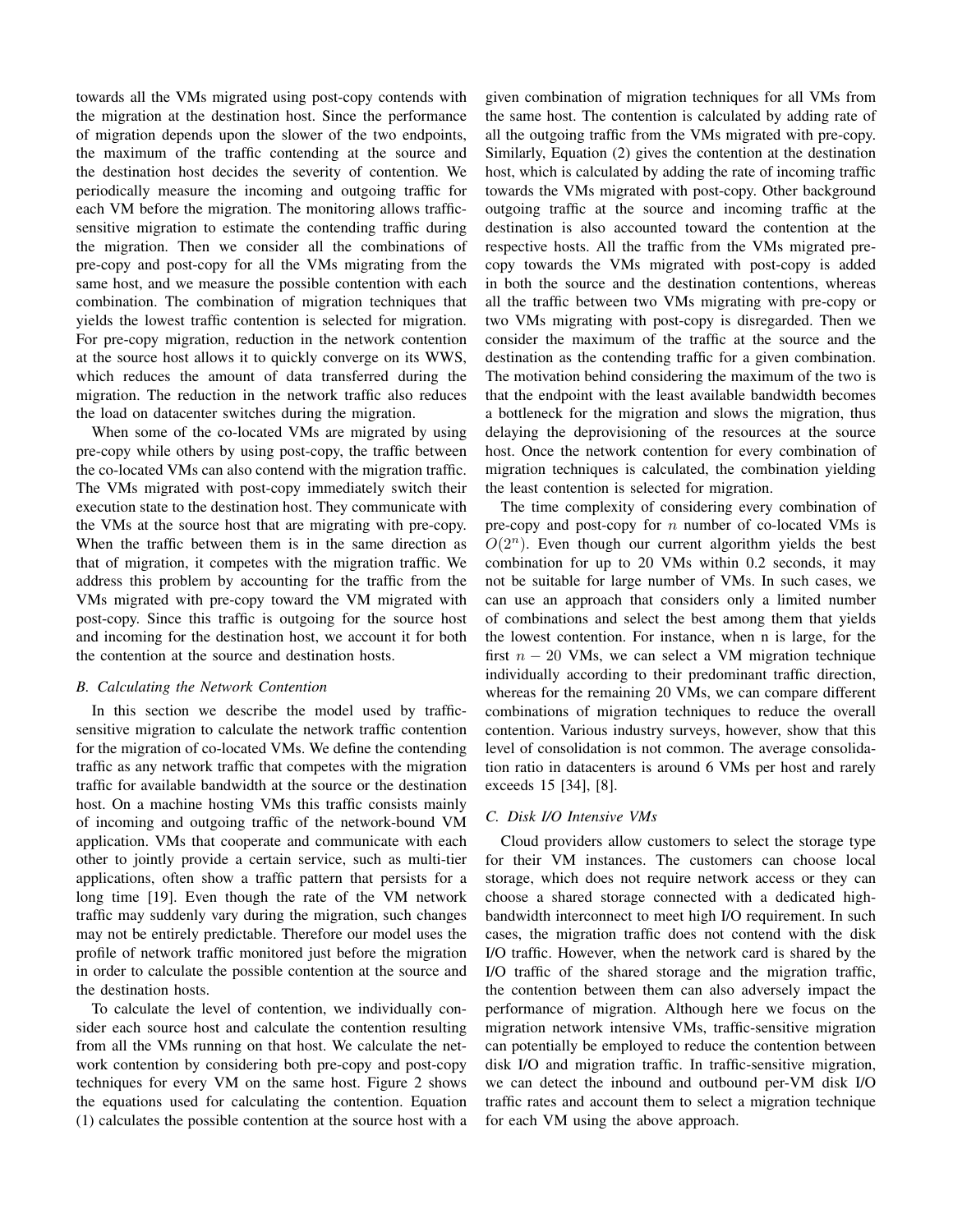towards all the VMs migrated using post-copy contends with the migration at the destination host. Since the performance of migration depends upon the slower of the two endpoints, the maximum of the traffic contending at the source and the destination host decides the severity of contention. We periodically measure the incoming and outgoing traffic for each VM before the migration. The monitoring allows traffic-sensitive migration to estimate the contending traffic during the migration. Then we consider all the combinations of pre-copy and post-copy for all the VMs migrating from the same host, and we measure the possible contention with each combination. The combination of migration techniques that yields the lowest traffic contention is selected for migration. For pre-copy migration, reduction in the network contention at the source host allows it to quickly converge on its WWS, which reduces the amount of data transferred during the migration. The reduction in the network traffic also reduces the load on datacenter switches during the migration.

When some of the co-located VMs are migrated by using pre-copy while others by using post-copy, the traffic between the co-located VMs can also contend with the migration traffic. The VMs migrated with post-copy immediately switch their execution state to the destination host. They communicate with the VMs at the source host that are migrating with pre-copy. When the traffic between them is in the same direction as that of migration, it competes with the migration traffic. We address this problem by accounting for the traffic from the VMs migrated with pre-copy toward the VM migrated with post-copy. Since this traffic is outgoing for the source host and incoming for the destination host, we account it for both the contention at the source and destination hosts.

### B. Calculating the Network Contention

In this section we describe the model used by traffic-sensitive migration to calculate the network traffic contention for the migration of co-located VMs. We define the contending traffic as any network traffic that competes with the migration traffic for available bandwidth at the source or the destination host. On a machine hosting VMs this traffic consists mainly of incoming and outgoing traffic of the network-bound VM application. VMs that cooperate and communicate with each other to jointly provide a certain service, such as multi-tier applications, often show a traffic pattern that persists for a long time [19]. Even though the rate of the VM network traffic may suddenly vary during the migration, such changes may not be entirely predictable. Therefore our model uses the profile of network traffic monitored just before the migration in order to calculate the possible contention at the source and the destination hosts.

To calculate the level of contention, we individually consider each source host and calculate the contention resulting from all the VMs running on that host. We calculate the network contention by considering both pre-copy and post-copy techniques for every VM on the same host. Figure 2 shows the equations used for calculating the contention. Equation (1) calculates the possible contention at the source host with a given combination of migration techniques for all VMs from the same host. The contention is calculated by adding rate of all the outgoing traffic from the VMs migrated with pre-copy. Similarly, Equation (2) gives the contention at the destination host, which is calculated by adding the rate of incoming traffic towards the VMs migrated with post-copy. Other background outgoing traffic at the source and incoming traffic at the destination is also accounted toward the contention at the respective hosts. All the traffic from the VMs migrated pre-copy towards the VMs migrated with post-copy is added in both the source and the destination contentions, whereas all the traffic between two VMs migrating with pre-copy or two VMs migrating with post-copy is disregarded. Then we consider the maximum of the traffic at the source and the destination as the contending traffic for a given combination. The motivation behind considering the maximum of the two is that the endpoint with the least available bandwidth becomes a bottleneck for the migration and slows the migration, thus delaying the deprovisioning of the resources at the source host. Once the network contention for every combination of migration techniques is calculated, the combination yielding the least contention is selected for migration.

The time complexity of considering every combination of pre-copy and post-copy for $n$ number of co-located VMs is $O(2^n)$. Even though our current algorithm yields the best combination for up to 20 VMs within 0.2 seconds, it may not be suitable for large number of VMs. In such cases, we can use an approach that considers only a limited number of combinations and select the best among them that yields the lowest contention. For instance, when n is large, for the first $n - 20$ VMs, we can select a VM migration technique individually according to their predominant traffic direction, whereas for the remaining 20 VMs, we can compare different combinations of migration techniques to reduce the overall contention. Various industry surveys, however, show that this level of consolidation is not common. The average consolidation ratio in datacenters is around 6 VMs per host and rarely exceeds 15 [34], [8].

### C. Disk I/O Intensive VMs

Cloud providers allow customers to select the storage type for their VM instances. The customers can choose local storage, which does not require network access or they can choose a shared storage connected with a dedicated high-bandwidth interconnect to meet high I/O requirement. In such cases, the migration traffic does not contend with the disk I/O traffic. However, when the network card is shared by the I/O traffic of the shared storage and the migration traffic, the contention between them can also adversely impact the performance of migration. Although here we focus on the migration network intensive VMs, traffic-sensitive migration can potentially be employed to reduce the contention between disk I/O and migration traffic. In traffic-sensitive migration, we can detect the inbound and outbound per-VM disk I/O traffic rates and account them to select a migration technique for each VM using the above approach.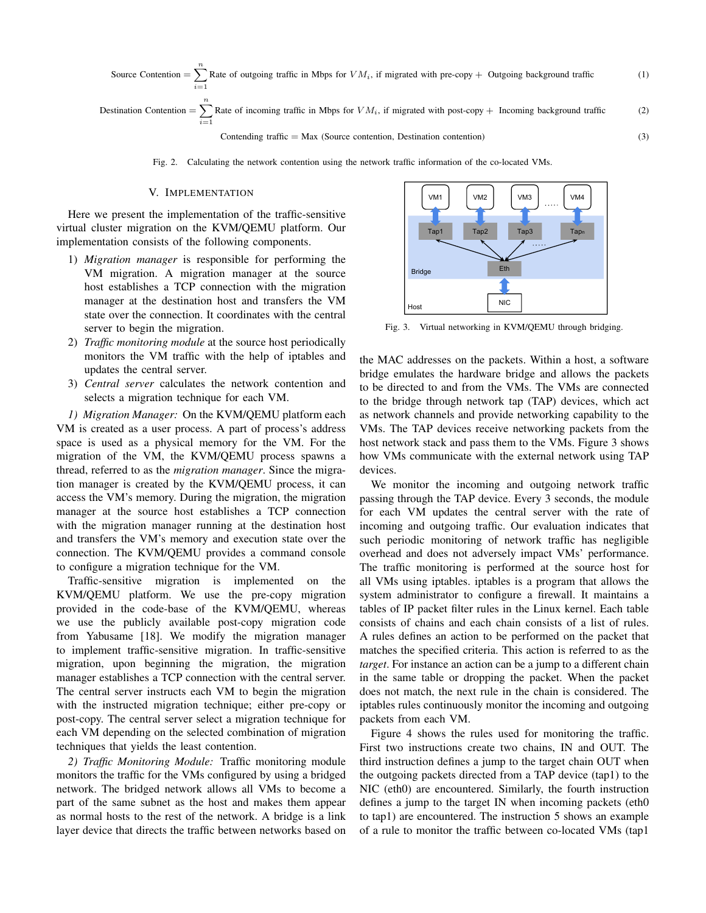$$\text{Source Contention} = \sum_{i=1}^{n} \text{Rate of outgoing traffic in Mbps for } VM_i, \text{ if migrated with pre-copy} + \text{ Outgoing background traffic} \quad (1)$$

$$\text{Destination Contention} = \sum_{i=1}^{n} \text{Rate of incoming traffic in Mbps for } VM_i, \text{ if migrated with post-copy} + \text{ Incoming background traffic} \quad (2)$$

$$\text{Contending traffic} = \text{Max (Source contention, Destination contention)} \quad (3)$$

Fig. 2. Calculating the network contention using the network traffic information of the co-located VMs.

## V. Implementation

Here we present the implementation of the traffic-sensitive virtual cluster migration on the KVM/QEMU platform. Our implementation consists of the following components.

1) *Migration manager* is responsible for performing the VM migration. A migration manager at the source host establishes a TCP connection with the migration manager at the destination host and transfers the VM state over the connection. It coordinates with the central server to begin the migration.
2) *Traffic monitoring module* at the source host periodically monitors the VM traffic with the help of iptables and updates the central server.
3) *Central server* calculates the network contention and selects a migration technique for each VM.

*1) Migration Manager:* On the KVM/QEMU platform each VM is created as a user process. A part of process's address space is used as a physical memory for the VM. For the migration of the VM, the KVM/QEMU process spawns a thread, referred to as the *migration manager*. Since the migration manager is created by the KVM/QEMU process, it can access the VM's memory. During the migration, the migration manager at the source host establishes a TCP connection with the migration manager running at the destination host and transfers the VM's memory and execution state over the connection. The KVM/QEMU provides a command console to configure a migration technique for the VM.

Traffic-sensitive migration is implemented on the KVM/QEMU platform. We use the pre-copy migration provided in the code-base of the KVM/QEMU, whereas we use the publicly available post-copy migration code from Yabusame [18]. We modify the migration manager to implement traffic-sensitive migration. In traffic-sensitive migration, upon beginning the migration, the migration manager establishes a TCP connection with the central server. The central server instructs each VM to begin the migration with the instructed migration technique; either pre-copy or post-copy. The central server select a migration technique for each VM depending on the selected combination of migration techniques that yields the least contention.

*2) Traffic Monitoring Module:* Traffic monitoring module monitors the traffic for the VMs configured by using a bridged network. The bridged network allows all VMs to become a part of the same subnet as the host and makes them appear as normal hosts to the rest of the network. A bridge is a link layer device that directs the traffic between networks based on the MAC addresses on the packets. Within a host, a software bridge emulates the hardware bridge and allows the packets to be directed to and from the VMs. The VMs are connected to the bridge through network tap (TAP) devices, which act as network channels and provide networking capability to the VMs. The TAP devices receive networking packets from the host network stack and pass them to the VMs. Figure 3 shows how VMs communicate with the external network using TAP devices.

VM1
VM2
VM3
VM4
Tap1
Tap2
Tap3
Tapn
Bridge
Eth
NIC
Host

Fig. 3. Virtual networking in KVM/QEMU through bridging.

We monitor the incoming and outgoing network traffic passing through the TAP device. Every 3 seconds, the module for each VM updates the central server with the rate of incoming and outgoing traffic. Our evaluation indicates that such periodic monitoring of network traffic has negligible overhead and does not adversely impact VMs' performance. The traffic monitoring is performed at the source host for all VMs using iptables. iptables is a program that allows the system administrator to configure a firewall. It maintains a tables of IP packet filter rules in the Linux kernel. Each table consists of chains and each chain consists of a list of rules. A rules defines an action to be performed on the packet that matches the specified criteria. This action is referred to as the *target*. For instance an action can be a jump to a different chain in the same table or dropping the packet. When the packet does not match, the next rule in the chain is considered. The iptables rules continuously monitor the incoming and outgoing packets from each VM.

Figure 4 shows the rules used for monitoring the traffic. First two instructions create two chains, IN and OUT. The third instruction defines a jump to the target chain OUT when the outgoing packets directed from a TAP device (tap1) to the NIC (eth0) are encountered. Similarly, the fourth instruction defines a jump to the target IN when incoming packets (eth0 to tap1) are encountered. The instruction 5 shows an example of a rule to monitor the traffic between co-located VMs (tap1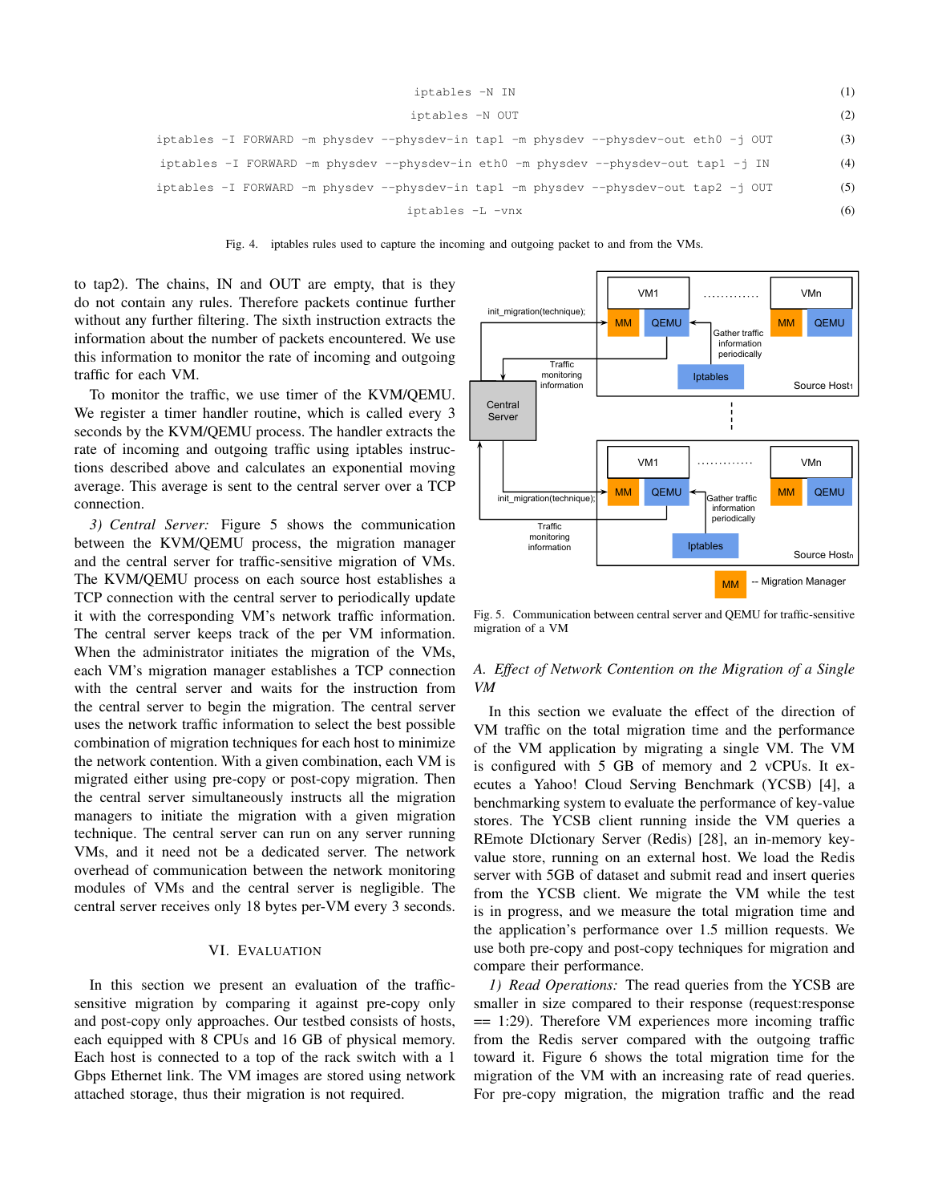```
iptables -N IN                                                                        (1)
iptables -N OUT                                                                       (2)
iptables -I FORWARD -m physdev --physdev-in tap1 -m physdev --physdev-out eth0 -j OUT  (3)
iptables -I FORWARD -m physdev --physdev-in eth0 -m physdev --physdev-out tap1 -j IN   (4)
iptables -I FORWARD -m physdev --physdev-in tap1 -m physdev --physdev-out tap2 -j OUT  (5)
iptables -L -vnx                                                                      (6)
```

Fig. 4. iptables rules used to capture the incoming and outgoing packet to and from the VMs.

to tap2). The chains, IN and OUT are empty, that is they do not contain any rules. Therefore packets continue further without any further filtering. The sixth instruction extracts the information about the number of packets encountered. We use this information to monitor the rate of incoming and outgoing traffic for each VM.

To monitor the traffic, we use timer of the KVM/QEMU. We register a timer handler routine, which is called every 3 seconds by the KVM/QEMU process. The handler extracts the rate of incoming and outgoing traffic using iptables instructions described above and calculates an exponential moving average. This average is sent to the central server over a TCP connection.

*3) Central Server:* Figure 5 shows the communication between the KVM/QEMU process, the migration manager and the central server for traffic-sensitive migration of VMs. The KVM/QEMU process on each source host establishes a TCP connection with the central server to periodically update it with the corresponding VM's network traffic information. The central server keeps track of the per VM information. When the administrator initiates the migration of the VMs, each VM's migration manager establishes a TCP connection with the central server and waits for the instruction from the central server to begin the migration. The central server uses the network traffic information to select the best possible combination of migration techniques for each host to minimize the network contention. With a given combination, each VM is migrated either using pre-copy or post-copy migration. Then the central server simultaneously instructs all the migration managers to initiate the migration with a given migration technique. The central server can run on any server running VMs, and it need not be a dedicated server. The network overhead of communication between the network monitoring modules of VMs and the central server is negligible. The central server receives only 18 bytes per-VM every 3 seconds.

Fig. 5. Communication between central server and QEMU for traffic-sensitive migration of a VM

## VI. Evaluation

In this section we present an evaluation of the traffic-sensitive migration by comparing it against pre-copy only and post-copy only approaches. Our testbed consists of hosts, each equipped with 8 CPUs and 16 GB of physical memory. Each host is connected to a top of the rack switch with a 1 Gbps Ethernet link. The VM images are stored using network attached storage, thus their migration is not required.

### A. Effect of Network Contention on the Migration of a Single VM

In this section we evaluate the effect of the direction of VM traffic on the total migration time and the performance of the VM application by migrating a single VM. The VM is configured with 5 GB of memory and 2 vCPUs. It executes a Yahoo! Cloud Serving Benchmark (YCSB) [4], a benchmarking system to evaluate the performance of key-value stores. The YCSB client running inside the VM queries a REmote DIctionary Server (Redis) [28], an in-memory key-value store, running on an external host. We load the Redis server with 5GB of dataset and submit read and insert queries from the YCSB client. We migrate the VM while the test is in progress, and we measure the total migration time and the application's performance over 1.5 million requests. We use both pre-copy and post-copy techniques for migration and compare their performance.

*1) Read Operations:* The read queries from the YCSB are smaller in size compared to their response (request:response == 1:29). Therefore VM experiences more incoming traffic from the Redis server compared with the outgoing traffic toward it. Figure 6 shows the total migration time for the migration of the VM with an increasing rate of read queries. For pre-copy migration, the migration traffic and the read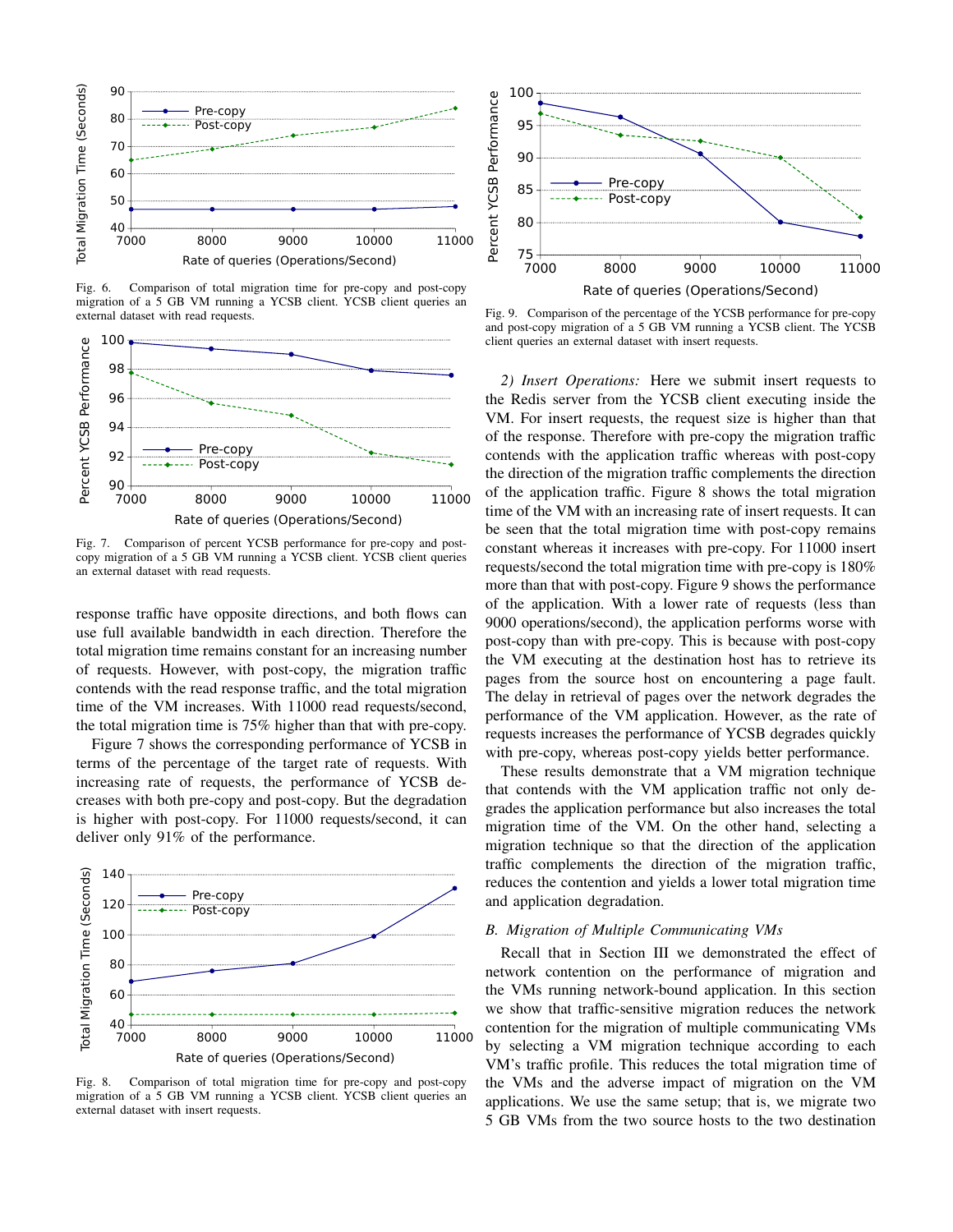Fig. 6. Comparison of total migration time for pre-copy and post-copy migration of a 5 GB VM running a YCSB client. YCSB client queries an external dataset with read requests.

Fig. 7. Comparison of percent YCSB performance for pre-copy and post-copy migration of a 5 GB VM running a YCSB client. YCSB client queries an external dataset with read requests.

response traffic have opposite directions, and both flows can use full available bandwidth in each direction. Therefore the total migration time remains constant for an increasing number of requests. However, with post-copy, the migration traffic contends with the read response traffic, and the total migration time of the VM increases. With 11000 read requests/second, the total migration time is 75% higher than that with pre-copy.

Figure 7 shows the corresponding performance of YCSB in terms of the percentage of the target rate of requests. With increasing rate of requests, the performance of YCSB decreases with both pre-copy and post-copy. But the degradation is higher with post-copy. For 11000 requests/second, it can deliver only 91% of the performance.

Fig. 8. Comparison of total migration time for pre-copy and post-copy migration of a 5 GB VM running a YCSB client. YCSB client queries an external dataset with insert requests.

Fig. 9. Comparison of the percentage of the YCSB performance for pre-copy and post-copy migration of a 5 GB VM running a YCSB client. The YCSB client queries an external dataset with insert requests.

*2) Insert Operations:* Here we submit insert requests to the Redis server from the YCSB client executing inside the VM. For insert requests, the request size is higher than that of the response. Therefore with pre-copy the migration traffic contends with the application traffic whereas with post-copy the direction of the migration traffic complements the direction of the application traffic. Figure 8 shows the total migration time of the VM with an increasing rate of insert requests. It can be seen that the total migration time with post-copy remains constant whereas it increases with pre-copy. For 11000 insert requests/second the total migration time with pre-copy is 180% more than that with post-copy. Figure 9 shows the performance of the application. With a lower rate of requests (less than 9000 operations/second), the application performs worse with post-copy than with pre-copy. This is because with post-copy the VM executing at the destination host has to retrieve its pages from the source host on encountering a page fault. The delay in retrieval of pages over the network degrades the performance of the VM application. However, as the rate of requests increases the performance of YCSB degrades quickly with pre-copy, whereas post-copy yields better performance.

These results demonstrate that a VM migration technique that contends with the VM application traffic not only degrades the application performance but also increases the total migration time of the VM. On the other hand, selecting a migration technique so that the direction of the application traffic complements the direction of the migration traffic, reduces the contention and yields a lower total migration time and application degradation.

### *B. Migration of Multiple Communicating VMs*

Recall that in Section III we demonstrated the effect of network contention on the performance of migration and the VMs running network-bound application. In this section we show that traffic-sensitive migration reduces the network contention for the migration of multiple communicating VMs by selecting a VM migration technique according to each VM's traffic profile. This reduces the total migration time of the VMs and the adverse impact of migration on the VM applications. We use the same setup; that is, we migrate two 5 GB VMs from the two source hosts to the two destination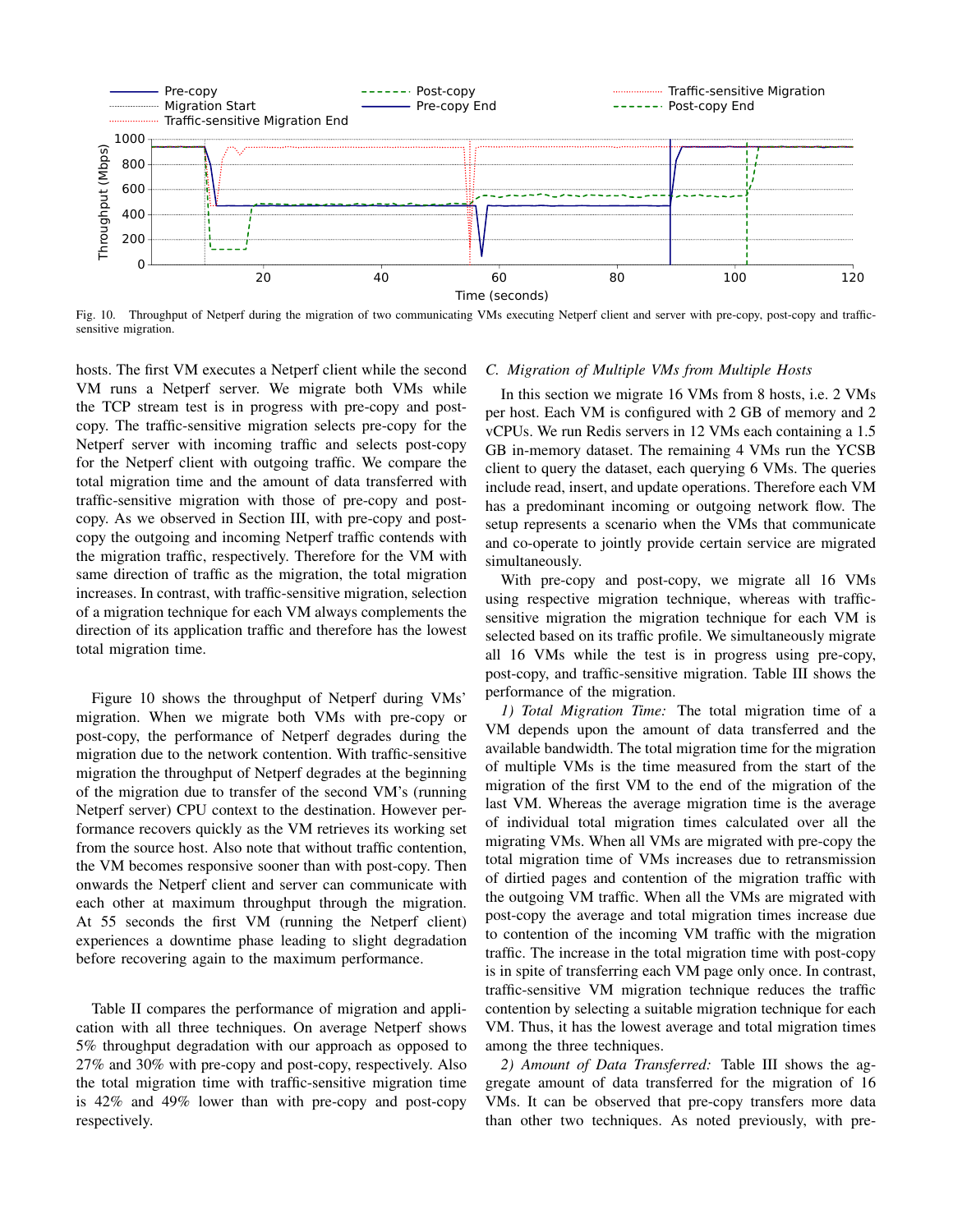Fig. 10. Throughput of Netperf during the migration of two communicating VMs executing Netperf client and server with pre-copy, post-copy and traffic-sensitive migration.

hosts. The first VM executes a Netperf client while the second VM runs a Netperf server. We migrate both VMs while the TCP stream test is in progress with pre-copy and post-copy. The traffic-sensitive migration selects pre-copy for the Netperf server with incoming traffic and selects post-copy for the Netperf client with outgoing traffic. We compare the total migration time and the amount of data transferred with traffic-sensitive migration with those of pre-copy and post-copy. As we observed in Section III, with pre-copy and post-copy the outgoing and incoming Netperf traffic contends with the migration traffic, respectively. Therefore for the VM with same direction of traffic as the migration, the total migration increases. In contrast, with traffic-sensitive migration, selection of a migration technique for each VM always complements the direction of its application traffic and therefore has the lowest total migration time.

Figure 10 shows the throughput of Netperf during VMs' migration. When we migrate both VMs with pre-copy or post-copy, the performance of Netperf degrades during the migration due to the network contention. With traffic-sensitive migration the throughput of Netperf degrades at the beginning of the migration due to transfer of the second VM's (running Netperf server) CPU context to the destination. However performance recovers quickly as the VM retrieves its working set from the source host. Also note that without traffic contention, the VM becomes responsive sooner than with post-copy. Then onwards the Netperf client and server can communicate with each other at maximum throughput through the migration. At 55 seconds the first VM (running the Netperf client) experiences a downtime phase leading to slight degradation before recovering again to the maximum performance.

Table II compares the performance of migration and application with all three techniques. On average Netperf shows 5% throughput degradation with our approach as opposed to 27% and 30% with pre-copy and post-copy, respectively. Also the total migration time with traffic-sensitive migration time is 42% and 49% lower than with pre-copy and post-copy respectively.

### C. Migration of Multiple VMs from Multiple Hosts

In this section we migrate 16 VMs from 8 hosts, i.e. 2 VMs per host. Each VM is configured with 2 GB of memory and 2 vCPUs. We run Redis servers in 12 VMs each containing a 1.5 GB in-memory dataset. The remaining 4 VMs run the YCSB client to query the dataset, each querying 6 VMs. The queries include read, insert, and update operations. Therefore each VM has a predominant incoming or outgoing network flow. The setup represents a scenario when the VMs that communicate and co-operate to jointly provide certain service are migrated simultaneously.

With pre-copy and post-copy, we migrate all 16 VMs using respective migration technique, whereas with traffic-sensitive migration the migration technique for each VM is selected based on its traffic profile. We simultaneously migrate all 16 VMs while the test is in progress using pre-copy, post-copy, and traffic-sensitive migration. Table III shows the performance of the migration.

*1) Total Migration Time:* The total migration time of a VM depends upon the amount of data transferred and the available bandwidth. The total migration time for the migration of multiple VMs is the time measured from the start of the migration of the first VM to the end of the migration of the last VM. Whereas the average migration time is the average of individual total migration times calculated over all the migrating VMs. When all VMs are migrated with pre-copy the total migration time of VMs increases due to retransmission of dirtied pages and contention of the migration traffic with the outgoing VM traffic. When all the VMs are migrated with post-copy the average and total migration times increase due to contention of the incoming VM traffic with the migration traffic. The increase in the total migration time with post-copy is in spite of transferring each VM page only once. In contrast, traffic-sensitive VM migration technique reduces the traffic contention by selecting a suitable migration technique for each VM. Thus, it has the lowest average and total migration times among the three techniques.

*2) Amount of Data Transferred:* Table III shows the aggregate amount of data transferred for the migration of 16 VMs. It can be observed that pre-copy transfers more data than other two techniques. As noted previously, with pre-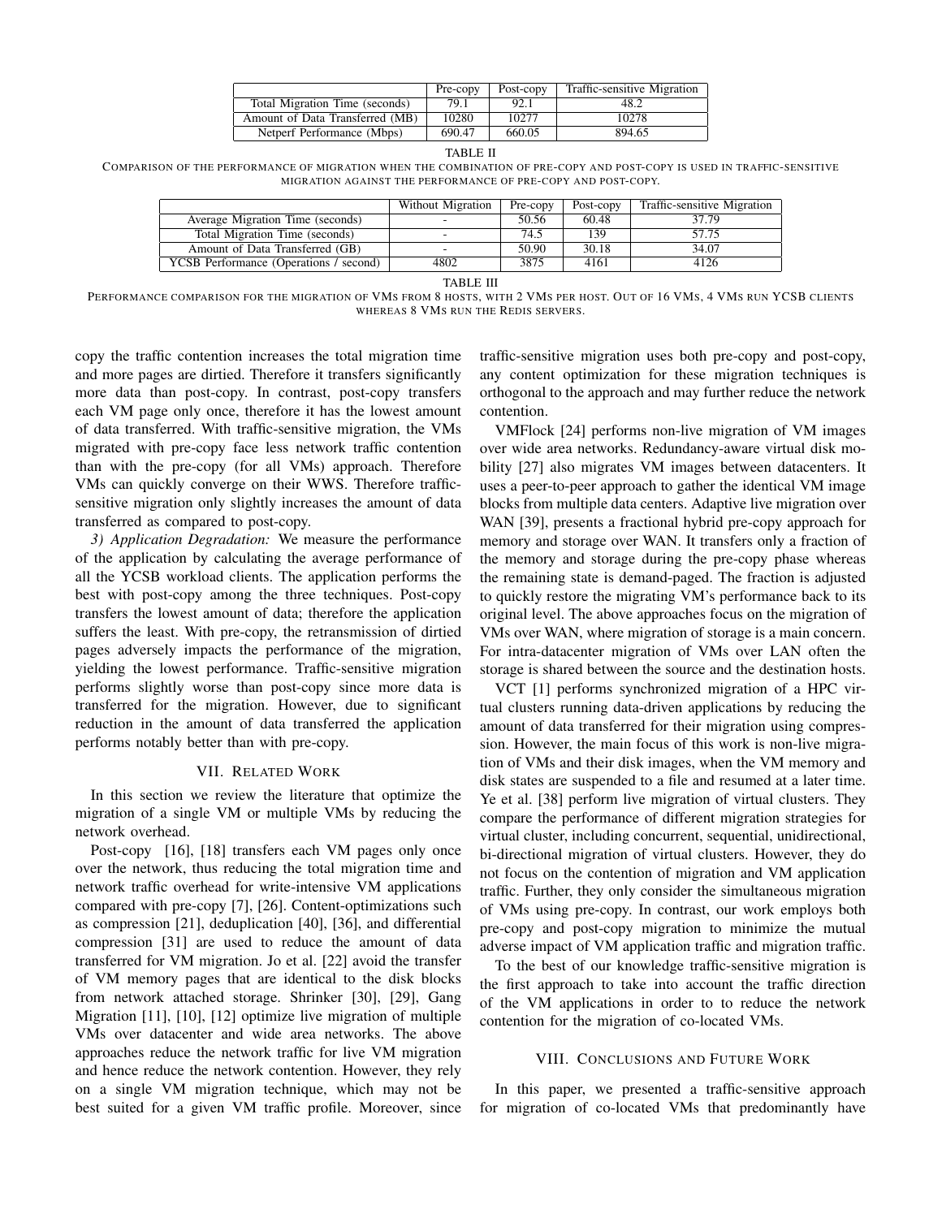| | Pre-copy | Post-copy | Traffic-sensitive Migration |
|---|---|---|---|
| Total Migration Time (seconds) | 79.1 | 92.1 | 48.2 |
| Amount of Data Transferred (MB) | 10280 | 10277 | 10278 |
| Netperf Performance (Mbps) | 690.47 | 660.05 | 894.65 |

TABLE II
COMPARISON OF THE PERFORMANCE OF MIGRATION WHEN THE COMBINATION OF PRE-COPY AND POST-COPY IS USED IN TRAFFIC-SENSITIVE MIGRATION AGAINST THE PERFORMANCE OF PRE-COPY AND POST-COPY.

| | Without Migration | Pre-copy | Post-copy | Traffic-sensitive Migration |
|---|---|---|---|---|
| Average Migration Time (seconds) | - | 50.56 | 60.48 | 37.79 |
| Total Migration Time (seconds) | - | 74.5 | 139 | 57.75 |
| Amount of Data Transferred (GB) | - | 50.90 | 30.18 | 34.07 |
| YCSB Performance (Operations / second) | 4802 | 3875 | 4161 | 4126 |

TABLE III
PERFORMANCE COMPARISON FOR THE MIGRATION OF VMS FROM 8 HOSTS, WITH 2 VMS PER HOST. OUT OF 16 VMS, 4 VMS RUN YCSB CLIENTS WHEREAS 8 VMS RUN THE REDIS SERVERS.

copy the traffic contention increases the total migration time and more pages are dirtied. Therefore it transfers significantly more data than post-copy. In contrast, post-copy transfers each VM page only once, therefore it has the lowest amount of data transferred. With traffic-sensitive migration, the VMs migrated with pre-copy face less network traffic contention than with the pre-copy (for all VMs) approach. Therefore VMs can quickly converge on their WWS. Therefore traffic-sensitive migration only slightly increases the amount of data transferred as compared to post-copy.

*3) Application Degradation:* We measure the performance of the application by calculating the average performance of all the YCSB workload clients. The application performs the best with post-copy among the three techniques. Post-copy transfers the lowest amount of data; therefore the application suffers the least. With pre-copy, the retransmission of dirtied pages adversely impacts the performance of the migration, yielding the lowest performance. Traffic-sensitive migration performs slightly worse than post-copy since more data is transferred for the migration. However, due to significant reduction in the amount of data transferred the application performs notably better than with pre-copy.

## VII. Related Work

In this section we review the literature that optimize the migration of a single VM or multiple VMs by reducing the network overhead.

Post-copy [16], [18] transfers each VM pages only once over the network, thus reducing the total migration time and network traffic overhead for write-intensive VM applications compared with pre-copy [7], [26]. Content-optimizations such as compression [21], deduplication [40], [36], and differential compression [31] are used to reduce the amount of data transferred for VM migration. Jo et al. [22] avoid the transfer of VM memory pages that are identical to the disk blocks from network attached storage. Shrinker [30], [29], Gang Migration [11], [10], [12] optimize live migration of multiple VMs over datacenter and wide area networks. The above approaches reduce the network traffic for live VM migration and hence reduce the network contention. However, they rely on a single VM migration technique, which may not be best suited for a given VM traffic profile. Moreover, since traffic-sensitive migration uses both pre-copy and post-copy, any content optimization for these migration techniques is orthogonal to the approach and may further reduce the network contention.

VMFlock [24] performs non-live migration of VM images over wide area networks. Redundancy-aware virtual disk mobility [27] also migrates VM images between datacenters. It uses a peer-to-peer approach to gather the identical VM image blocks from multiple data centers. Adaptive live migration over WAN [39], presents a fractional hybrid pre-copy approach for memory and storage over WAN. It transfers only a fraction of the memory and storage during the pre-copy phase whereas the remaining state is demand-paged. The fraction is adjusted to quickly restore the migrating VM's performance back to its original level. The above approaches focus on the migration of VMs over WAN, where migration of storage is a main concern. For intra-datacenter migration of VMs over LAN often the storage is shared between the source and the destination hosts.

VCT [1] performs synchronized migration of a HPC virtual clusters running data-driven applications by reducing the amount of data transferred for their migration using compression. However, the main focus of this work is non-live migration of VMs and their disk images, when the VM memory and disk states are suspended to a file and resumed at a later time. Ye et al. [38] perform live migration of virtual clusters. They compare the performance of different migration strategies for virtual cluster, including concurrent, sequential, unidirectional, bi-directional migration of virtual clusters. However, they do not focus on the contention of migration and VM application traffic. Further, they only consider the simultaneous migration of VMs using pre-copy. In contrast, our work employs both pre-copy and post-copy migration to minimize the mutual adverse impact of VM application traffic and migration traffic.

To the best of our knowledge traffic-sensitive migration is the first approach to take into account the traffic direction of the VM applications in order to to reduce the network contention for the migration of co-located VMs.

## VIII. Conclusions and Future Work

In this paper, we presented a traffic-sensitive approach for migration of co-located VMs that predominantly have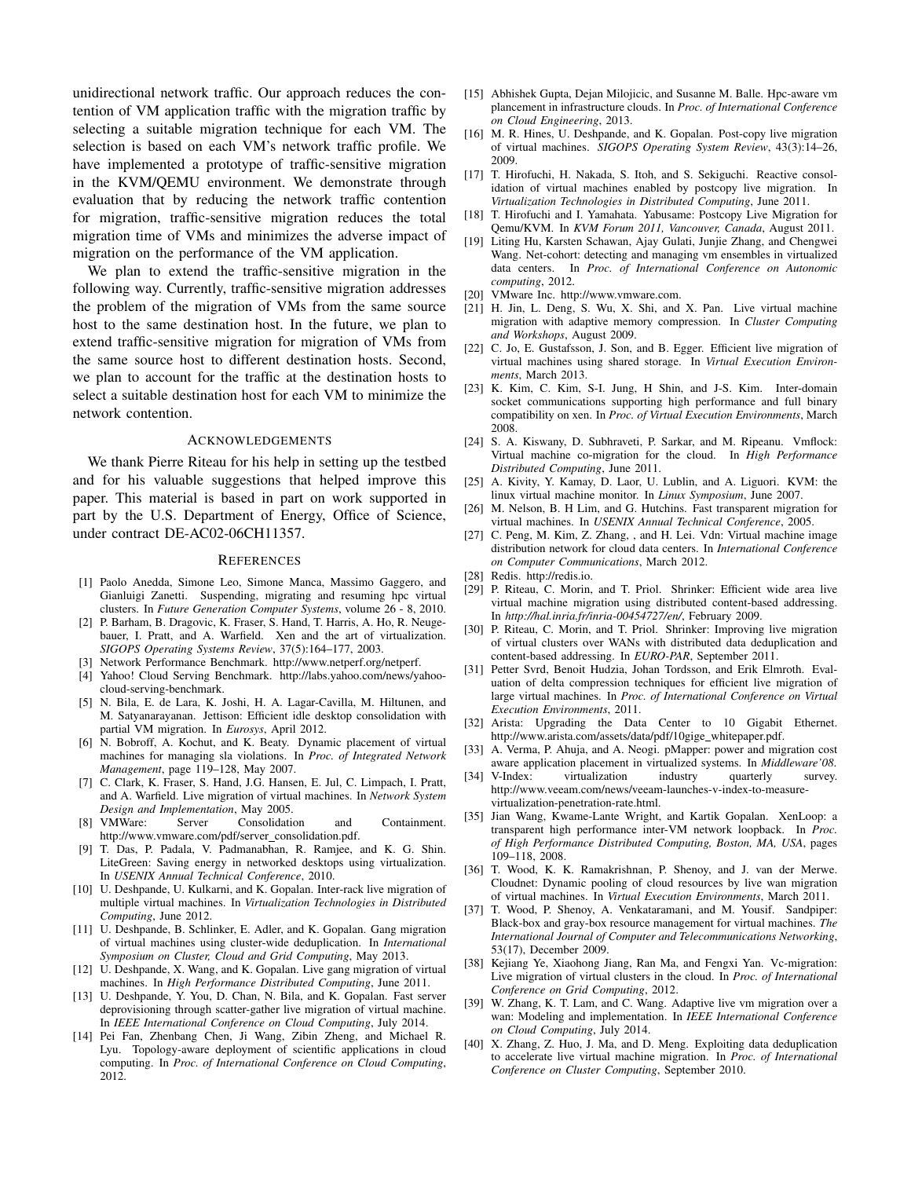unidirectional network traffic. Our approach reduces the contention of VM application traffic with the migration traffic by selecting a suitable migration technique for each VM. The selection is based on each VM's network traffic profile. We have implemented a prototype of traffic-sensitive migration in the KVM/QEMU environment. We demonstrate through evaluation that by reducing the network traffic contention for migration, traffic-sensitive migration reduces the total migration time of VMs and minimizes the adverse impact of migration on the performance of the VM application.

We plan to extend the traffic-sensitive migration in the following way. Currently, traffic-sensitive migration addresses the problem of the migration of VMs from the same source host to the same destination host. In the future, we plan to extend traffic-sensitive migration for migration of VMs from the same source host to different destination hosts. Second, we plan to account for the traffic at the destination hosts to select a suitable destination host for each VM to minimize the network contention.

## Acknowledgements

We thank Pierre Riteau for his help in setting up the testbed and for his valuable suggestions that helped improve this paper. This material is based in part on work supported in part by the U.S. Department of Energy, Office of Science, under contract DE-AC02-06CH11357.

## References

[1] Paolo Anedda, Simone Leo, Simone Manca, Massimo Gaggero, and Gianluigi Zanetti. Suspending, migrating and resuming hpc virtual clusters. In *Future Generation Computer Systems*, volume 26 - 8, 2010.

[2] P. Barham, B. Dragovic, K. Fraser, S. Hand, T. Harris, A. Ho, R. Neugebauer, I. Pratt, and A. Warfield. Xen and the art of virtualization. *SIGOPS Operating Systems Review*, 37(5):164–177, 2003.

[3] Network Performance Benchmark. http://www.netperf.org/netperf.

[4] Yahoo! Cloud Serving Benchmark. http://labs.yahoo.com/news/yahoo-cloud-serving-benchmark.

[5] N. Bila, E. de Lara, K. Joshi, H. A. Lagar-Cavilla, M. Hiltunen, and M. Satyanarayanan. Jettison: Efficient idle desktop consolidation with partial VM migration. In *Eurosys*, April 2012.

[6] N. Bobroff, A. Kochut, and K. Beaty. Dynamic placement of virtual machines for managing sla violations. In *Proc. of Integrated Network Management*, page 119–128, May 2007.

[7] C. Clark, K. Fraser, S. Hand, J.G. Hansen, E. Jul, C. Limpach, I. Pratt, and A. Warfield. Live migration of virtual machines. In *Network System Design and Implementation*, May 2005.

[8] VMWare: Server Consolidation and Containment. http://www.vmware.com/pdf/server_consolidation.pdf.

[9] T. Das, P. Padala, V. Padmanabhan, R. Ramjee, and K. G. Shin. LiteGreen: Saving energy in networked desktops using virtualization. In *USENIX Annual Technical Conference*, 2010.

[10] U. Deshpande, U. Kulkarni, and K. Gopalan. Inter-rack live migration of multiple virtual machines. In *Virtualization Technologies in Distributed Computing*, June 2012.

[11] U. Deshpande, B. Schlinker, E. Adler, and K. Gopalan. Gang migration of virtual machines using cluster-wide deduplication. In *International Symposium on Cluster, Cloud and Grid Computing*, May 2013.

[12] U. Deshpande, X. Wang, and K. Gopalan. Live gang migration of virtual machines. In *High Performance Distributed Computing*, June 2011.

[13] U. Deshpande, Y. You, D. Chan, N. Bila, and K. Gopalan. Fast server deprovisioning through scatter-gather live migration of virtual machine. In *IEEE International Conference on Cloud Computing*, July 2014.

[14] Pei Fan, Zhenbang Chen, Ji Wang, Zibin Zheng, and Michael R. Lyu. Topology-aware deployment of scientific applications in cloud computing. In *Proc. of International Conference on Cloud Computing*, 2012.

[15] Abhishek Gupta, Dejan Milojicic, and Susanne M. Balle. Hpc-aware vm plancement in infrastructure clouds. In *Proc. of International Conference on Cloud Engineering*, 2013.

[16] M. R. Hines, U. Deshpande, and K. Gopalan. Post-copy live migration of virtual machines. *SIGOPS Operating System Review*, 43(3):14–26, 2009.

[17] T. Hirofuchi, H. Nakada, S. Itoh, and S. Sekiguchi. Reactive consolidation of virtual machines enabled by postcopy live migration. In *Virtualization Technologies in Distributed Computing*, June 2011.

[18] T. Hirofuchi and I. Yamahata. Yabusame: Postcopy Live Migration for Qemu/KVM. In *KVM Forum 2011, Vancouver, Canada*, August 2011.

[19] Liting Hu, Karsten Schawan, Ajay Gulati, Junjie Zhang, and Chengwei Wang. Net-cohort: detecting and managing vm ensembles in virtualized data centers. In *Proc. of International Conference on Autonomic computing*, 2012.

[20] VMware Inc. http://www.vmware.com.

[21] H. Jin, L. Deng, S. Wu, X. Shi, and X. Pan. Live virtual machine migration with adaptive memory compression. In *Cluster Computing and Workshops*, August 2009.

[22] C. Jo, E. Gustafsson, J. Son, and B. Egger. Efficient live migration of virtual machines using shared storage. In *Virtual Execution Environments*, March 2013.

[23] K. Kim, C. Kim, S-I. Jung, H Shin, and J-S. Kim. Inter-domain socket communications supporting high performance and full binary compatibility on xen. In *Proc. of Virtual Execution Environments*, March 2008.

[24] S. A. Kiswany, D. Subhraveti, P. Sarkar, and M. Ripeanu. Vmflock: Virtual machine co-migration for the cloud. In *High Performance Distributed Computing*, June 2011.

[25] A. Kivity, Y. Kamay, D. Laor, U. Lublin, and A. Liguori. KVM: the linux virtual machine monitor. In *Linux Symposium*, June 2007.

[26] M. Nelson, B. H Lim, and G. Hutchins. Fast transparent migration for virtual machines. In *USENIX Annual Technical Conference*, 2005.

[27] C. Peng, M. Kim, Z. Zhang, , and H. Lei. Vdn: Virtual machine image distribution network for cloud data centers. In *International Conference on Computer Communications*, March 2012.

[28] Redis. http://redis.io.

[29] P. Riteau, C. Morin, and T. Priol. Shrinker: Efficient wide area live virtual machine migration using distributed content-based addressing. In *http://hal.inria.fr/inria-00454727/en/*, February 2009.

[30] P. Riteau, C. Morin, and T. Priol. Shrinker: Improving live migration of virtual clusters over WANs with distributed data deduplication and content-based addressing. In *EURO-PAR*, September 2011.

[31] Petter Svrd, Benoit Hudzia, Johan Tordsson, and Erik Elmroth. Evaluation of delta compression techniques for efficient live migration of large virtual machines. In *Proc. of International Conference on Virtual Execution Environments*, 2011.

[32] Arista: Upgrading the Data Center to 10 Gigabit Ethernet. http://www.arista.com/assets/data/pdf/10gige_whitepaper.pdf.

[33] A. Verma, P. Ahuja, and A. Neogi. pMapper: power and migration cost aware application placement in virtualized systems. In *Middleware'08*.

[34] V-Index: virtualization industry quarterly survey. http://www.veeam.com/news/veeam-launches-v-index-to-measure-virtualization-penetration-rate.html.

[35] Jian Wang, Kwame-Lante Wright, and Kartik Gopalan. XenLoop: a transparent high performance inter-VM network loopback. In *Proc. of High Performance Distributed Computing, Boston, MA, USA*, pages 109–118, 2008.

[36] T. Wood, K. K. Ramakrishnan, P. Shenoy, and J. van der Merwe. Cloudnet: Dynamic pooling of cloud resources by live wan migration of virtual machines. In *Virtual Execution Environments*, March 2011.

[37] T. Wood, P. Shenoy, A. Venkataramani, and M. Yousif. Sandpiper: Black-box and gray-box resource management for virtual machines. *The International Journal of Computer and Telecommunications Networking*, 53(17), December 2009.

[38] Kejiang Ye, Xiaohong Jiang, Ran Ma, and Fengxi Yan. Vc-migration: Live migration of virtual clusters in the cloud. In *Proc. of International Conference on Grid Computing*, 2012.

[39] W. Zhang, K. T. Lam, and C. Wang. Adaptive live vm migration over a wan: Modeling and implementation. In *IEEE International Conference on Cloud Computing*, July 2014.

[40] X. Zhang, Z. Huo, J. Ma, and D. Meng. Exploiting data deduplication to accelerate live virtual machine migration. In *Proc. of International Conference on Cluster Computing*, September 2010.